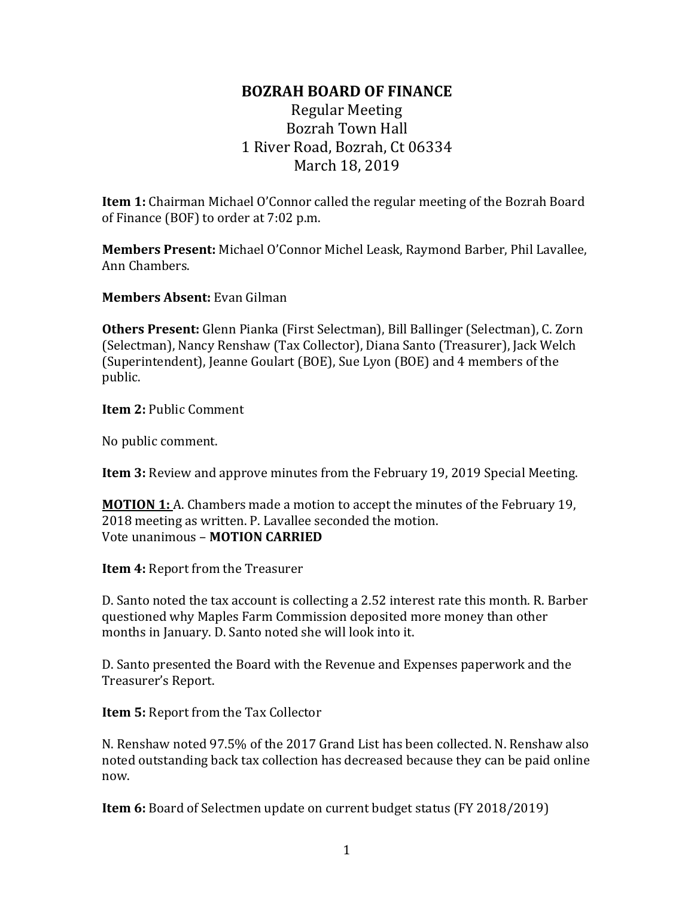# BOZRAH BOARD OF FINANCE

Regular Meeting
Bozrah Town Hall
1 River Road, Bozrah, Ct 06334
March 18, 2019

**Item 1:** Chairman Michael O'Connor called the regular meeting of the Bozrah Board of Finance (BOF) to order at 7:02 p.m.

**Members Present:** Michael O'Connor Michel Leask, Raymond Barber, Phil Lavallee, Ann Chambers.

**Members Absent:** Evan Gilman

**Others Present:** Glenn Pianka (First Selectman), Bill Ballinger (Selectman), C. Zorn (Selectman), Nancy Renshaw (Tax Collector), Diana Santo (Treasurer), Jack Welch (Superintendent), Jeanne Goulart (BOE), Sue Lyon (BOE) and 4 members of the public.

**Item 2:** Public Comment

No public comment.

**Item 3:** Review and approve minutes from the February 19, 2019 Special Meeting.

**MOTION 1:** A. Chambers made a motion to accept the minutes of the February 19, 2018 meeting as written. P. Lavallee seconded the motion.
Vote unanimous – **MOTION CARRIED**

**Item 4:** Report from the Treasurer

D. Santo noted the tax account is collecting a 2.52 interest rate this month. R. Barber questioned why Maples Farm Commission deposited more money than other months in January. D. Santo noted she will look into it.

D. Santo presented the Board with the Revenue and Expenses paperwork and the Treasurer's Report.

**Item 5:** Report from the Tax Collector

N. Renshaw noted 97.5% of the 2017 Grand List has been collected. N. Renshaw also noted outstanding back tax collection has decreased because they can be paid online now.

**Item 6:** Board of Selectmen update on current budget status (FY 2018/2019)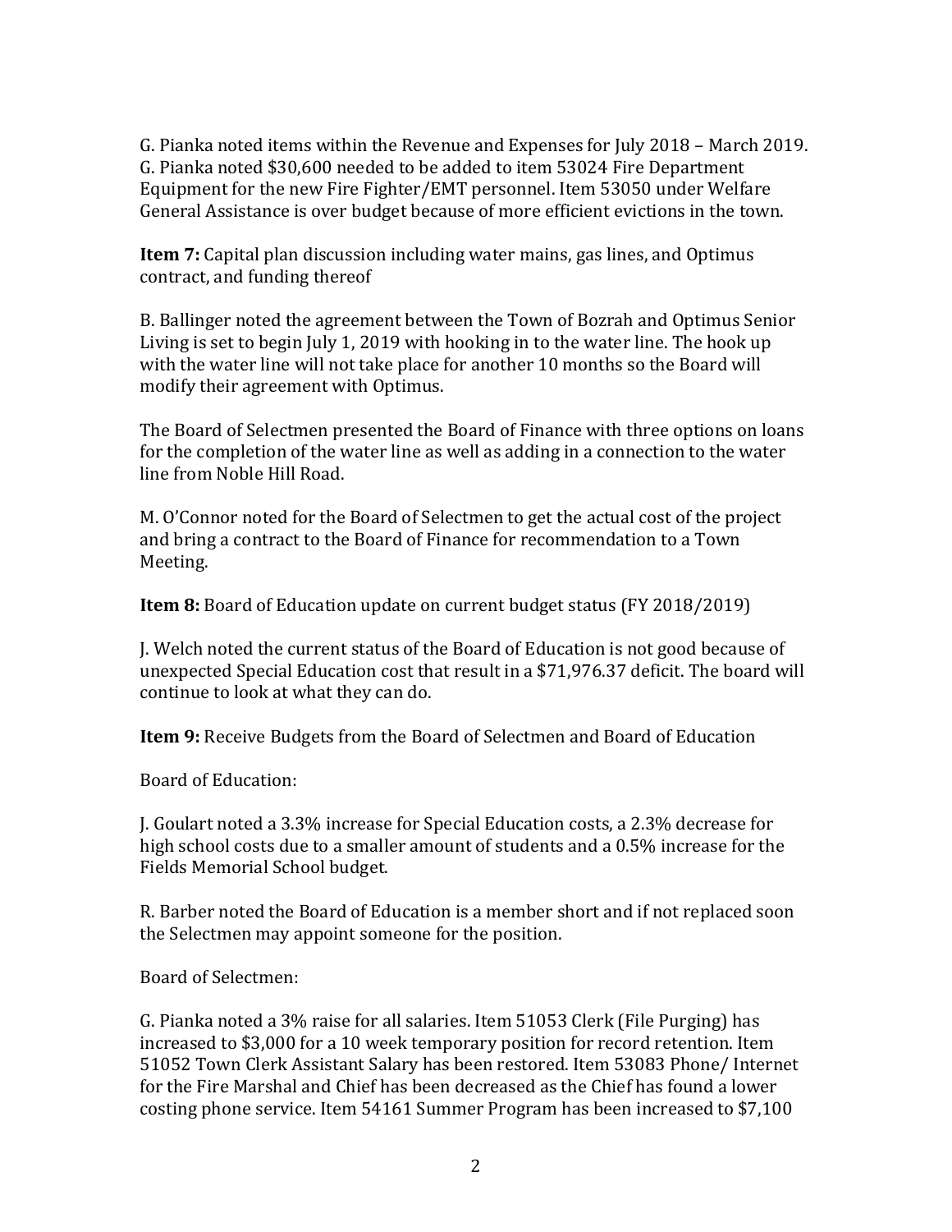G. Pianka noted items within the Revenue and Expenses for July 2018 – March 2019. G. Pianka noted $30,600 needed to be added to item 53024 Fire Department Equipment for the new Fire Fighter/EMT personnel. Item 53050 under Welfare General Assistance is over budget because of more efficient evictions in the town.

**Item 7:** Capital plan discussion including water mains, gas lines, and Optimus contract, and funding thereof

B. Ballinger noted the agreement between the Town of Bozrah and Optimus Senior Living is set to begin July 1, 2019 with hooking in to the water line. The hook up with the water line will not take place for another 10 months so the Board will modify their agreement with Optimus.

The Board of Selectmen presented the Board of Finance with three options on loans for the completion of the water line as well as adding in a connection to the water line from Noble Hill Road.

M. O'Connor noted for the Board of Selectmen to get the actual cost of the project and bring a contract to the Board of Finance for recommendation to a Town Meeting.

**Item 8:** Board of Education update on current budget status (FY 2018/2019)

J. Welch noted the current status of the Board of Education is not good because of unexpected Special Education cost that result in a $71,976.37 deficit. The board will continue to look at what they can do.

**Item 9:** Receive Budgets from the Board of Selectmen and Board of Education

Board of Education:

J. Goulart noted a 3.3% increase for Special Education costs, a 2.3% decrease for high school costs due to a smaller amount of students and a 0.5% increase for the Fields Memorial School budget.

R. Barber noted the Board of Education is a member short and if not replaced soon the Selectmen may appoint someone for the position.

Board of Selectmen:

G. Pianka noted a 3% raise for all salaries. Item 51053 Clerk (File Purging) has increased to $3,000 for a 10 week temporary position for record retention. Item 51052 Town Clerk Assistant Salary has been restored. Item 53083 Phone/ Internet for the Fire Marshal and Chief has been decreased as the Chief has found a lower costing phone service. Item 54161 Summer Program has been increased to $7,100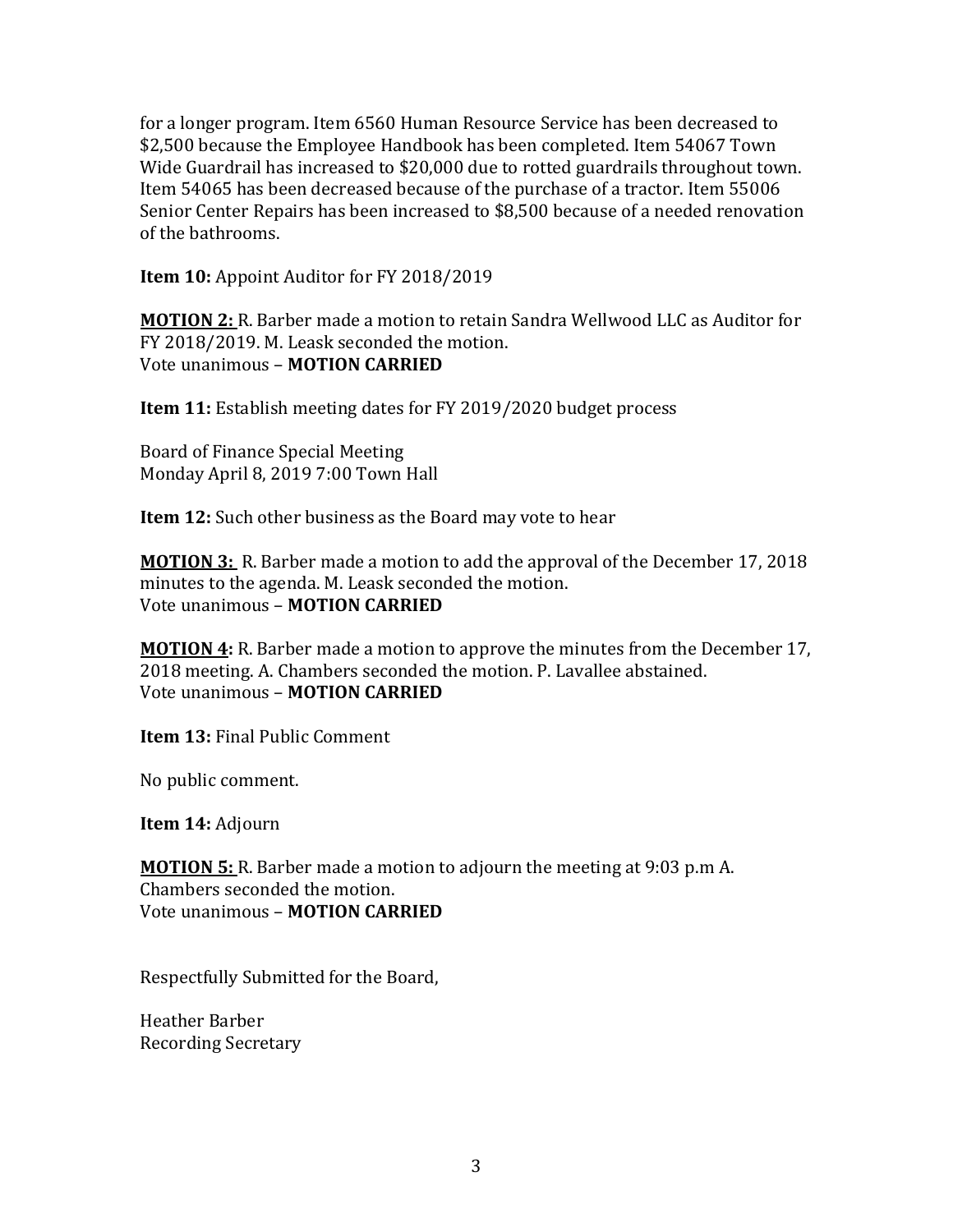for a longer program. Item 6560 Human Resource Service has been decreased to $2,500 because the Employee Handbook has been completed. Item 54067 Town Wide Guardrail has increased to $20,000 due to rotted guardrails throughout town. Item 54065 has been decreased because of the purchase of a tractor. Item 55006 Senior Center Repairs has been increased to $8,500 because of a needed renovation of the bathrooms.

**Item 10:** Appoint Auditor for FY 2018/2019

**MOTION 2:** R. Barber made a motion to retain Sandra Wellwood LLC as Auditor for FY 2018/2019. M. Leask seconded the motion.
Vote unanimous – **MOTION CARRIED**

**Item 11:** Establish meeting dates for FY 2019/2020 budget process

Board of Finance Special Meeting
Monday April 8, 2019 7:00 Town Hall

**Item 12:** Such other business as the Board may vote to hear

**MOTION 3:** R. Barber made a motion to add the approval of the December 17, 2018 minutes to the agenda. M. Leask seconded the motion.
Vote unanimous – **MOTION CARRIED**

**MOTION 4:** R. Barber made a motion to approve the minutes from the December 17, 2018 meeting. A. Chambers seconded the motion. P. Lavallee abstained.
Vote unanimous – **MOTION CARRIED**

**Item 13:** Final Public Comment

No public comment.

**Item 14:** Adjourn

**MOTION 5:** R. Barber made a motion to adjourn the meeting at 9:03 p.m A. Chambers seconded the motion.
Vote unanimous – **MOTION CARRIED**

Respectfully Submitted for the Board,

Heather Barber
Recording Secretary